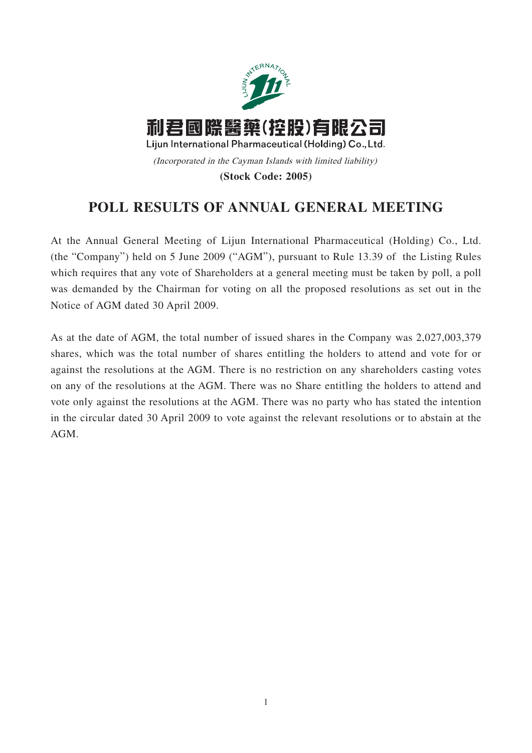利君國際醫藥(控股)有限公司

Lijun International Pharmaceutical (Holding) Co., Ltd.

*(Incorporated in the Cayman Islands with limited liability)*

**(Stock Code: 2005)**

# POLL RESULTS OF ANNUAL GENERAL MEETING

At the Annual General Meeting of Lijun International Pharmaceutical (Holding) Co., Ltd. (the "Company") held on 5 June 2009 ("AGM"), pursuant to Rule 13.39 of the Listing Rules which requires that any vote of Shareholders at a general meeting must be taken by poll, a poll was demanded by the Chairman for voting on all the proposed resolutions as set out in the Notice of AGM dated 30 April 2009.

As at the date of AGM, the total number of issued shares in the Company was 2,027,003,379 shares, which was the total number of shares entitling the holders to attend and vote for or against the resolutions at the AGM. There is no restriction on any shareholders casting votes on any of the resolutions at the AGM. There was no Share entitling the holders to attend and vote only against the resolutions at the AGM. There was no party who has stated the intention in the circular dated 30 April 2009 to vote against the relevant resolutions or to abstain at the AGM.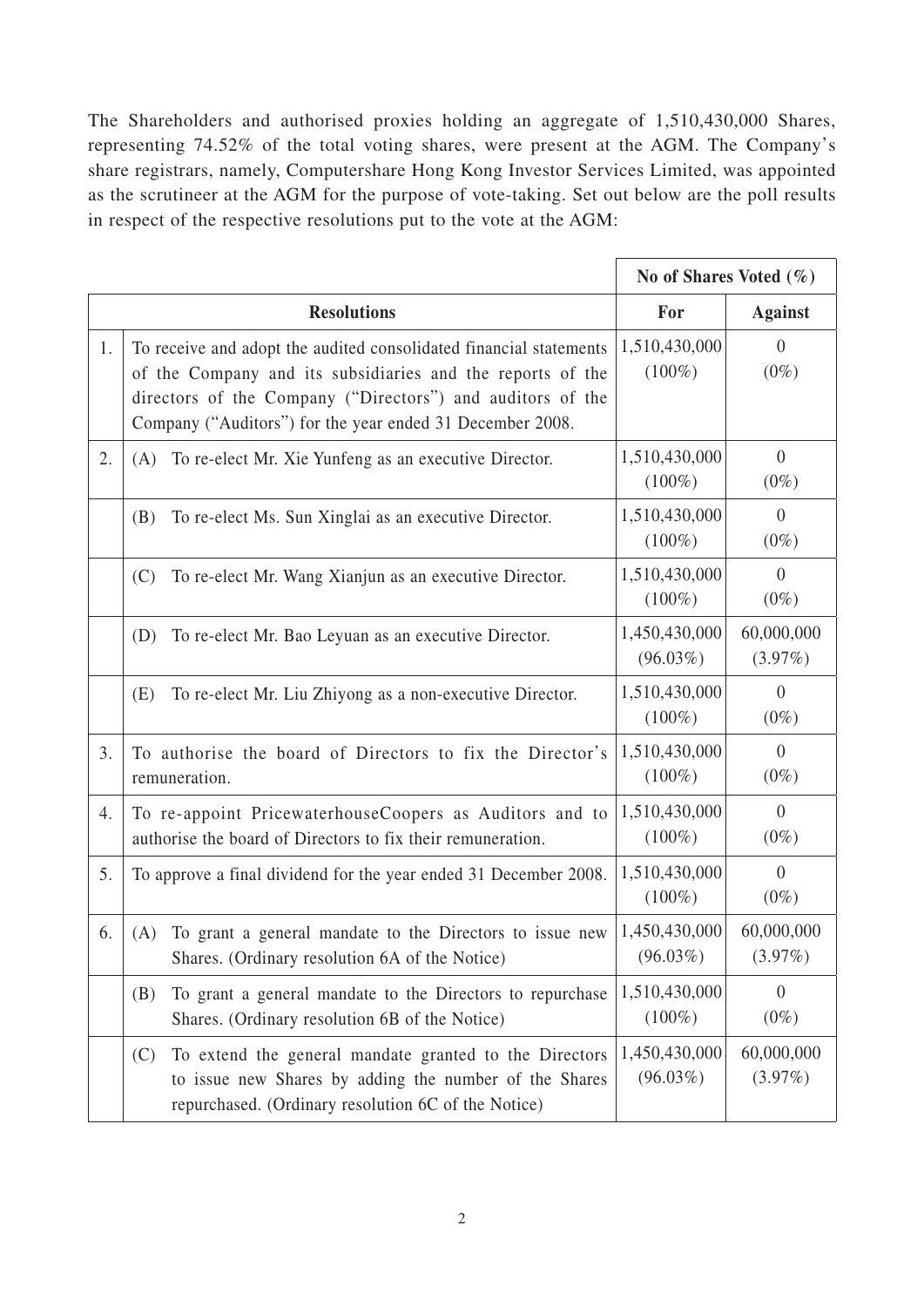The Shareholders and authorised proxies holding an aggregate of 1,510,430,000 Shares, representing 74.52% of the total voting shares, were present at the AGM. The Company's share registrars, namely, Computershare Hong Kong Investor Services Limited, was appointed as the scrutineer at the AGM for the purpose of vote-taking. Set out below are the poll results in respect of the respective resolutions put to the vote at the AGM:

| | | No of Shares Voted (%) | |
|---|---|---|---|
| **Resolutions** | | **For** | **Against** |
| 1. | To receive and adopt the audited consolidated financial statements of the Company and its subsidiaries and the reports of the directors of the Company ("Directors") and auditors of the Company ("Auditors") for the year ended 31 December 2008. | 1,510,430,000 (100%) | 0 (0%) |
| 2. | (A) To re-elect Mr. Xie Yunfeng as an executive Director. | 1,510,430,000 (100%) | 0 (0%) |
| | (B) To re-elect Ms. Sun Xinglai as an executive Director. | 1,510,430,000 (100%) | 0 (0%) |
| | (C) To re-elect Mr. Wang Xianjun as an executive Director. | 1,510,430,000 (100%) | 0 (0%) |
| | (D) To re-elect Mr. Bao Leyuan as an executive Director. | 1,450,430,000 (96.03%) | 60,000,000 (3.97%) |
| | (E) To re-elect Mr. Liu Zhiyong as a non-executive Director. | 1,510,430,000 (100%) | 0 (0%) |
| 3. | To authorise the board of Directors to fix the Director's remuneration. | 1,510,430,000 (100%) | 0 (0%) |
| 4. | To re-appoint PricewaterhouseCoopers as Auditors and to authorise the board of Directors to fix their remuneration. | 1,510,430,000 (100%) | 0 (0%) |
| 5. | To approve a final dividend for the year ended 31 December 2008. | 1,510,430,000 (100%) | 0 (0%) |
| 6. | (A) To grant a general mandate to the Directors to issue new Shares. (Ordinary resolution 6A of the Notice) | 1,450,430,000 (96.03%) | 60,000,000 (3.97%) |
| | (B) To grant a general mandate to the Directors to repurchase Shares. (Ordinary resolution 6B of the Notice) | 1,510,430,000 (100%) | 0 (0%) |
| | (C) To extend the general mandate granted to the Directors to issue new Shares by adding the number of the Shares repurchased. (Ordinary resolution 6C of the Notice) | 1,450,430,000 (96.03%) | 60,000,000 (3.97%) |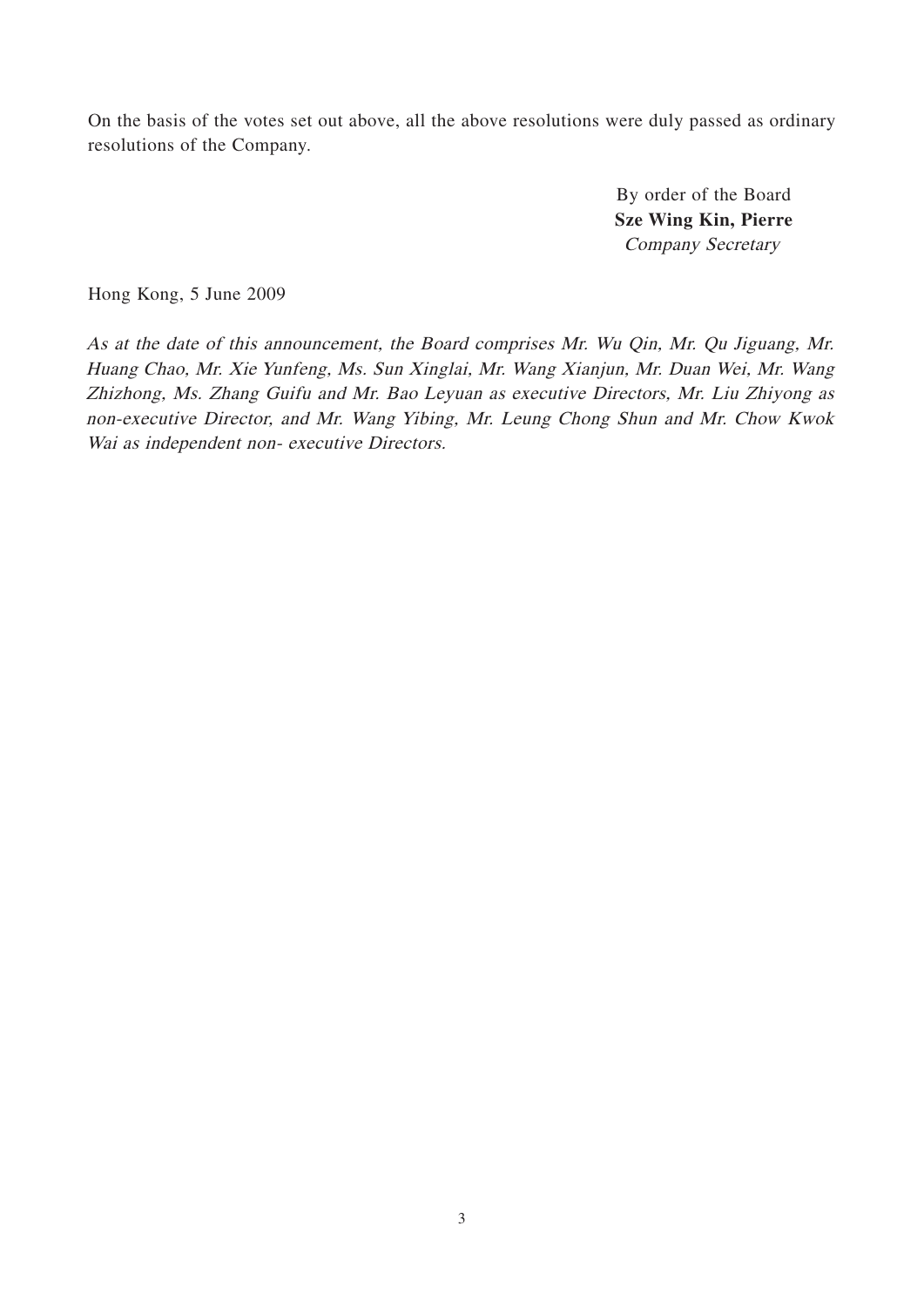On the basis of the votes set out above, all the above resolutions were duly passed as ordinary resolutions of the Company.

By order of the Board
**Sze Wing Kin, Pierre**
*Company Secretary*

Hong Kong, 5 June 2009

*As at the date of this announcement, the Board comprises Mr. Wu Qin, Mr. Qu Jiguang, Mr. Huang Chao, Mr. Xie Yunfeng, Ms. Sun Xinglai, Mr. Wang Xianjun, Mr. Duan Wei, Mr. Wang Zhizhong, Ms. Zhang Guifu and Mr. Bao Leyuan as executive Directors, Mr. Liu Zhiyong as non-executive Director, and Mr. Wang Yibing, Mr. Leung Chong Shun and Mr. Chow Kwok Wai as independent non- executive Directors.*